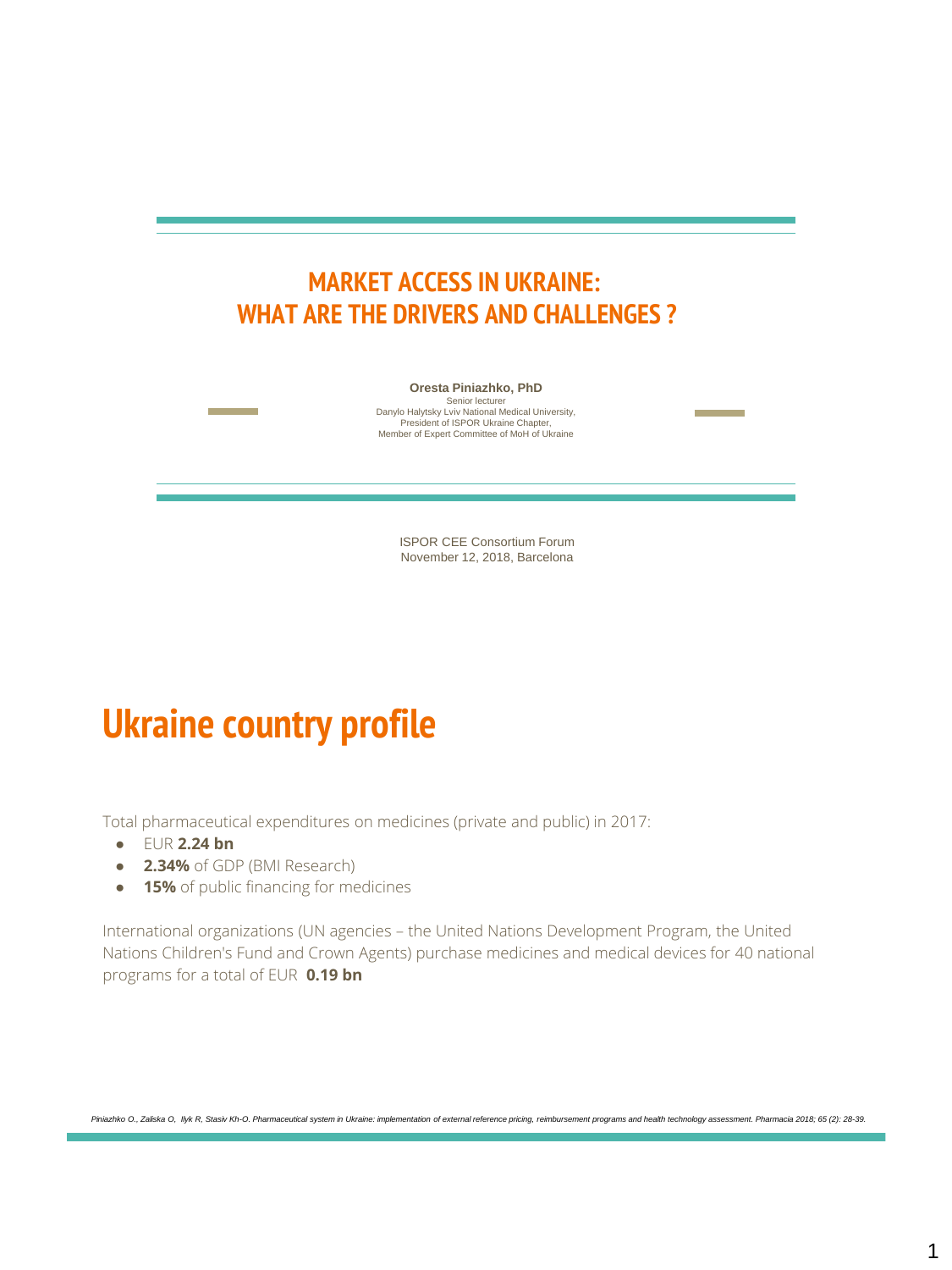# MARKET ACCESS IN UKRAINE: WHAT ARE THE DRIVERS AND CHALLENGES ?

**Oresta Piniazhko, PhD**
Senior lecturer
Danylo Halytsky Lviv National Medical University,
President of ISPOR Ukraine Chapter,
Member of Expert Committee of MoH of Ukraine

ISPOR CEE Consortium Forum
November 12, 2018, Barcelona

# Ukraine country profile

Total pharmaceutical expenditures on medicines (private and public) in 2017:

- EUR **2.24 bn**
- **2.34%** of GDP (BMI Research)
- **15%** of public financing for medicines

International organizations (UN agencies – the United Nations Development Program, the United Nations Children's Fund and Crown Agents) purchase medicines and medical devices for 40 national programs for a total of EUR **0.19 bn**

*Piniazhko O., Zaliska O, Ilyk R, Stasiv Kh-O. Pharmaceutical system in Ukraine: implementation of external reference pricing, reimbursement programs and health technology assessment. Pharmacia 2018; 65 (2): 28-39.*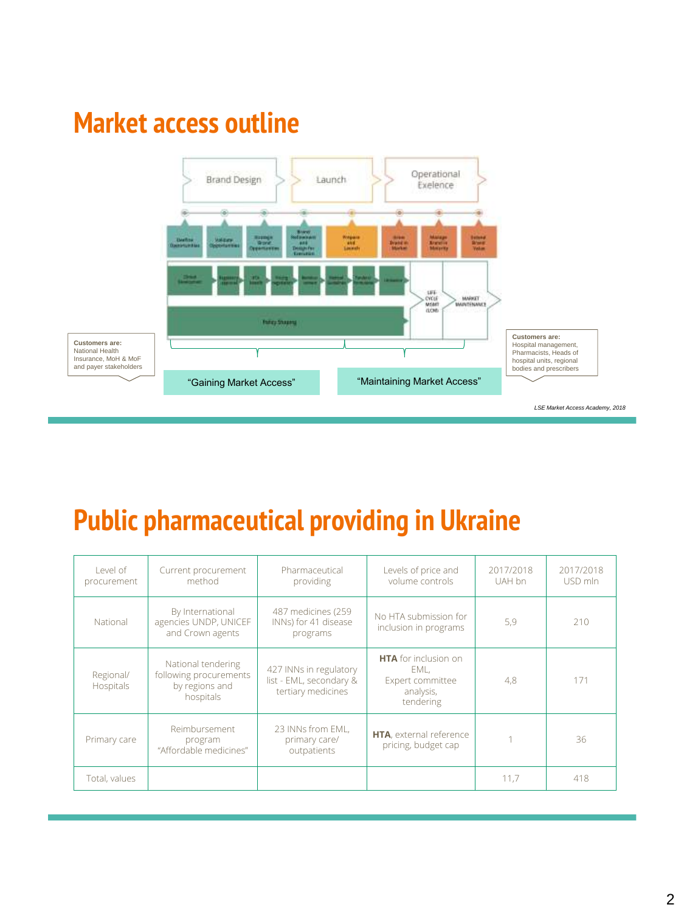## Market access outline

Brand Design → Launch → Operational Exelence

Customers are:
National Health Insurance, MoH & MoF and payer stakeholders

"Gaining Market Access"

"Maintaining Market Access"

Customers are:
Hospital management, Pharmacists, Heads of hospital units, regional bodies and prescribers

*LSE Market Access Academy, 2018*

## Public pharmaceutical providing in Ukraine

| Level of procurement | Current procurement method | Pharmaceutical providing | Levels of price and volume controls | 2017/2018 UAH bn | 2017/2018 USD mln |
|---|---|---|---|---|---|
| National | By International agencies UNDP, UNICEF and Crown agents | 487 medicines (259 INNs) for 41 disease programs | No HTA submission for inclusion in programs | 5,9 | 210 |
| Regional/ Hospitals | National tendering following procurements by regions and hospitals | 427 INNs in regulatory list - EML, secondary & tertiary medicines | **HTA** for inclusion on EML, Expert committee analysis, tendering | 4,8 | 171 |
| Primary care | Reimbursement program "Affordable medicines" | 23 INNs from EML, primary care/ outpatients | **HTA**, external reference pricing, budget cap | 1 | 36 |
| Total, values | | | | 11,7 | 418 |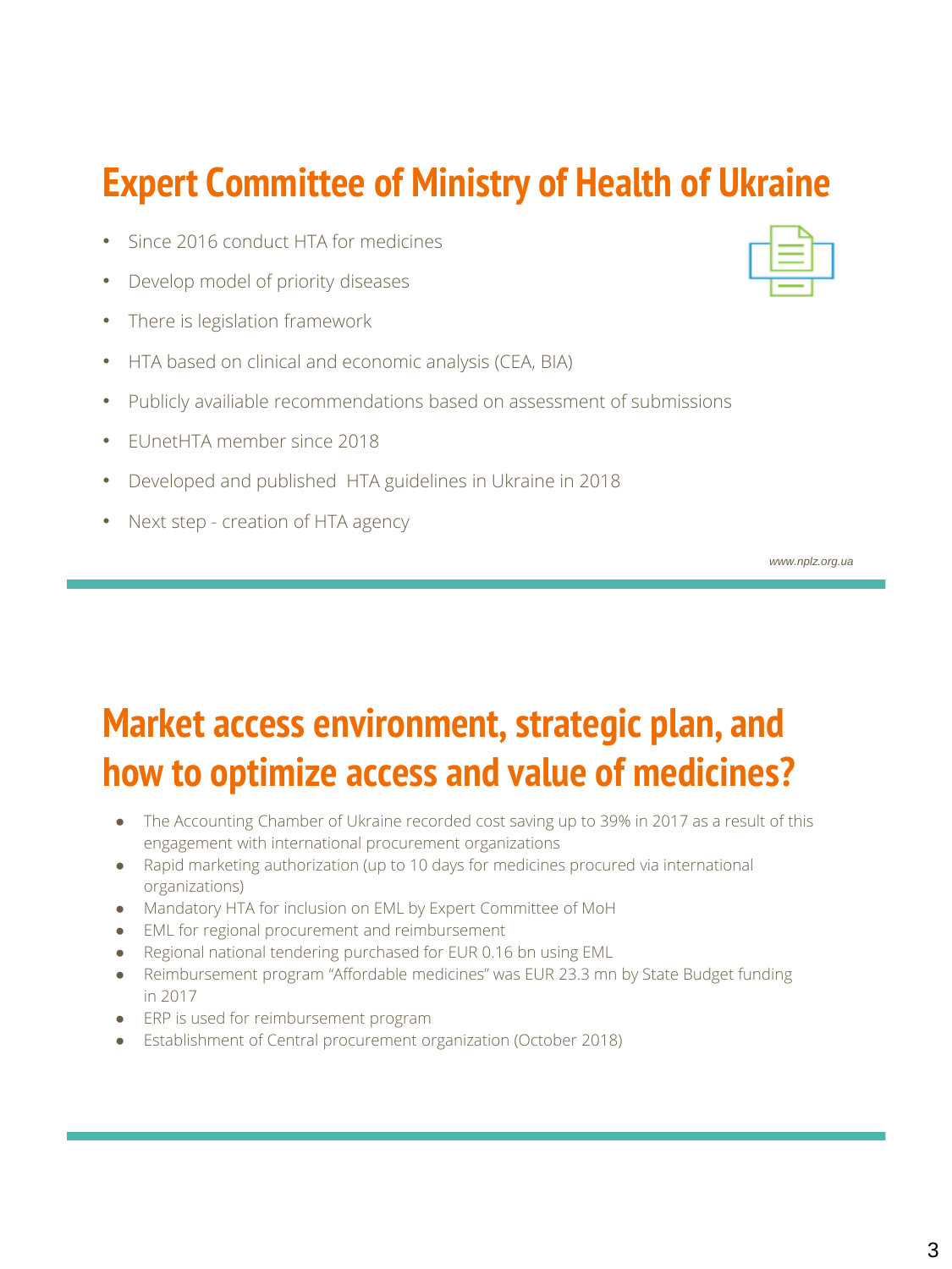# Expert Committee of Ministry of Health of Ukraine

- Since 2016 conduct HTA for medicines
- Develop model of priority diseases
- There is legislation framework
- HTA based on clinical and economic analysis (CEA, BIA)
- Publicly availiable recommendations based on assessment of submissions
- EUnetHTA member since 2018
- Developed and published HTA guidelines in Ukraine in 2018
- Next step - creation of HTA agency

*www.nplz.org.ua*

# Market access environment, strategic plan, and how to optimize access and value of medicines?

- The Accounting Chamber of Ukraine recorded cost saving up to 39% in 2017 as a result of this engagement with international procurement organizations
- Rapid marketing authorization (up to 10 days for medicines procured via international organizations)
- Mandatory HTA for inclusion on EML by Expert Committee of MoH
- EML for regional procurement and reimbursement
- Regional national tendering purchased for EUR 0.16 bn using EML
- Reimbursement program "Affordable medicines" was EUR 23.3 mn by State Budget funding in 2017
- ERP is used for reimbursement program
- Establishment of Central procurement organization (October 2018)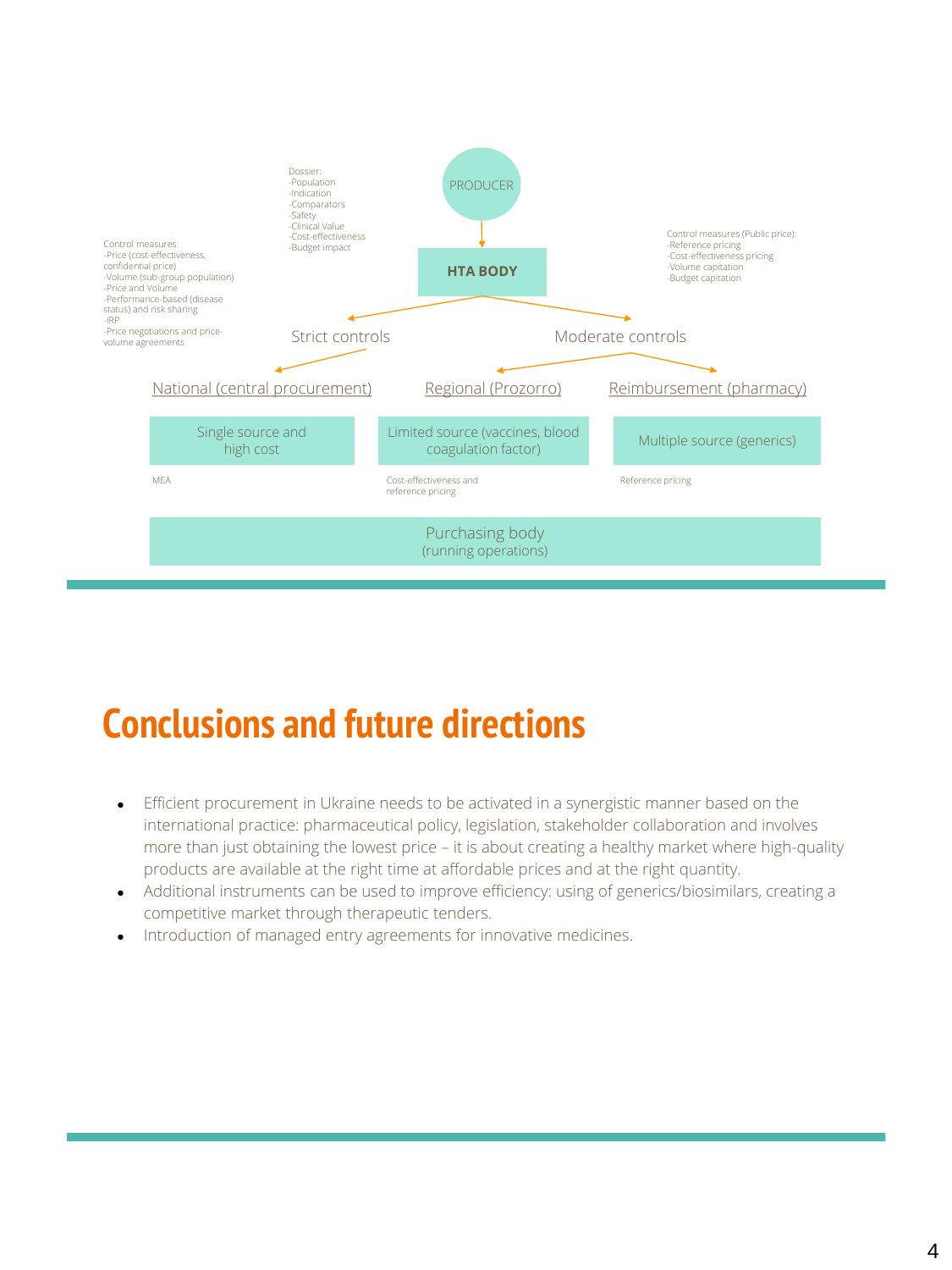PRODUCER

Dossier:
-Population
-Indication
-Comparators
-Safety
-Clinical Value
-Cost-effectiveness
-Budget impact

**HTA BODY**

Control measures:
-Price (cost-effectiveness, confidential price)
-Volume (sub-group population)
-Price and Volume
-Performance-based (disease status) and risk sharing
-IRP
-Price negotiations and price-volume agreements

Control measures (Public price):
-Reference pricing
-Cost-effectiveness pricing
-Volume capitation
-Budget capitation

Strict controls

Moderate controls

National (central procurement)

Single source and high cost

MEA

Regional (Prozorro)

Limited source (vaccines, blood coagulation factor)

Cost-effectiveness and reference pricing

Reimbursement (pharmacy)

Multiple source (generics)

Reference pricing

Purchasing body
(running operations)

# Conclusions and future directions

- Efficient procurement in Ukraine needs to be activated in a synergistic manner based on the international practice: pharmaceutical policy, legislation, stakeholder collaboration and involves more than just obtaining the lowest price – it is about creating a healthy market where high-quality products are available at the right time at affordable prices and at the right quantity.
- Additional instruments can be used to improve efficiency: using of generics/biosimilars, creating a competitive market through therapeutic tenders.
- Introduction of managed entry agreements for innovative medicines.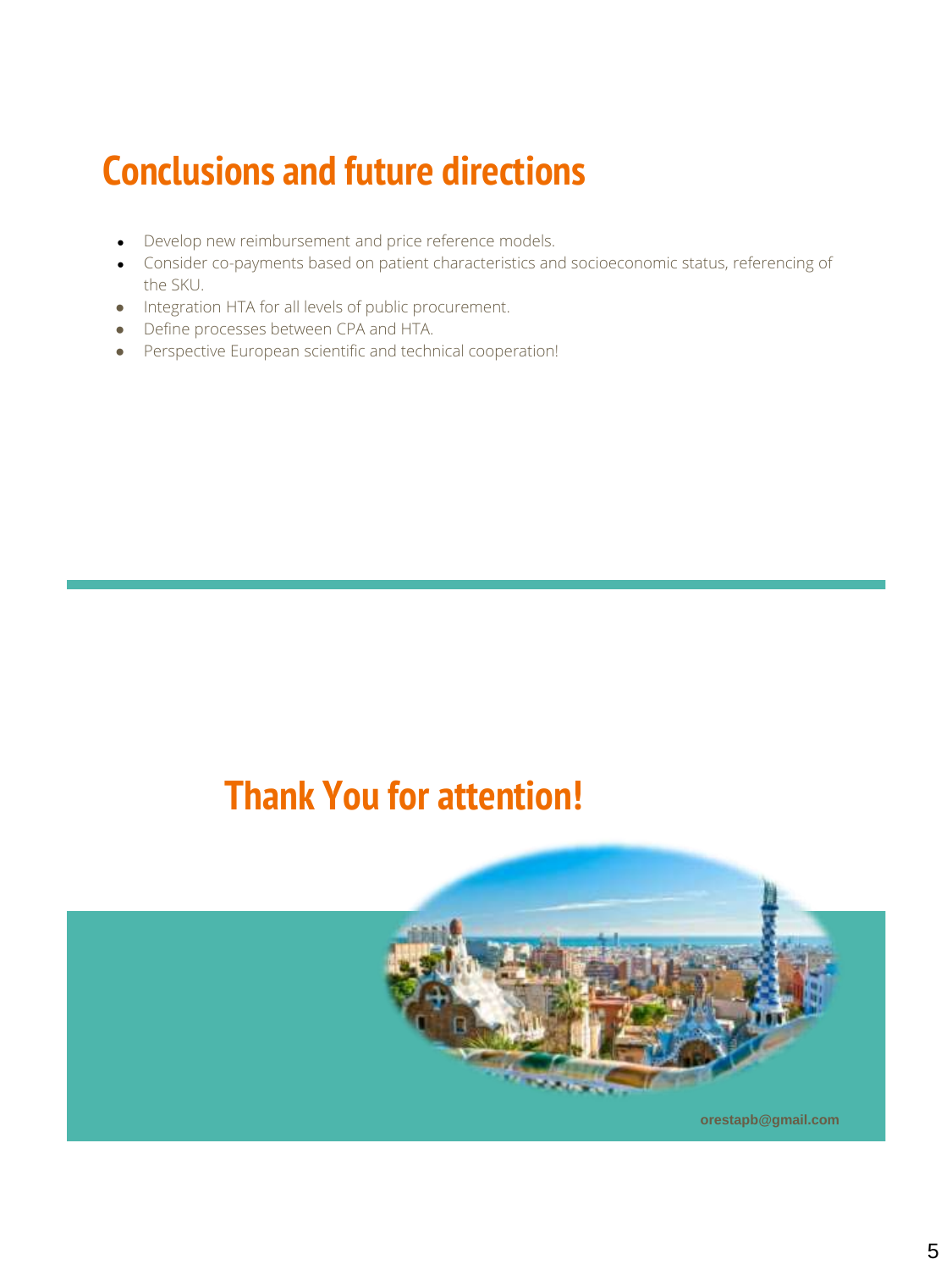## Conclusions and future directions

- Develop new reimbursement and price reference models.
- Consider co-payments based on patient characteristics and socioeconomic status, referencing of the SKU.
- Integration HTA for all levels of public procurement.
- Define processes between CPA and HTA.
- Perspective European scientific and technical cooperation!

## Thank You for attention!

orestapb@gmail.com